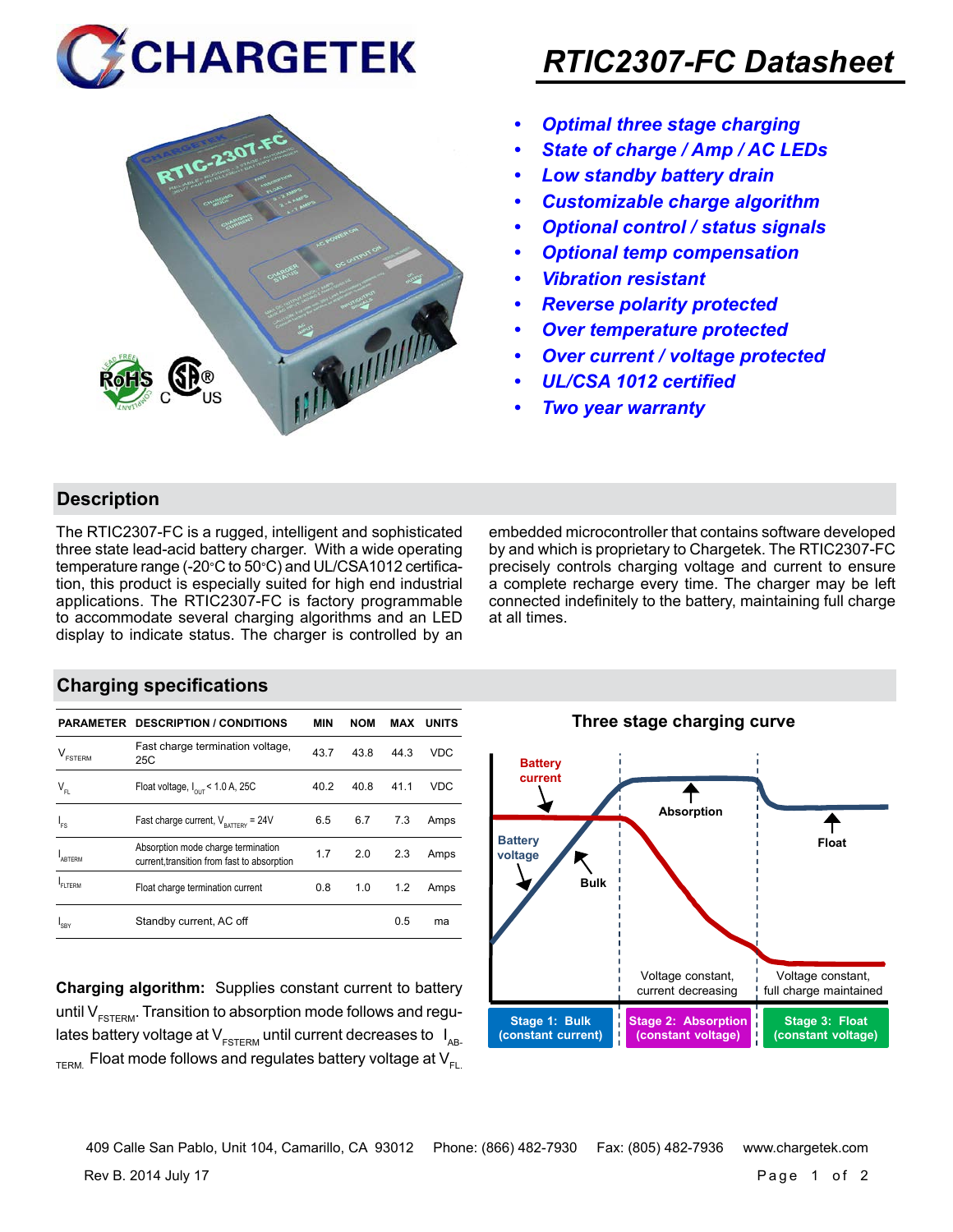# RTIC2307-FC Datasheet

- *Optimal three stage charging*
- *State of charge / Amp / AC LEDs*
- *Low standby battery drain*
- *Customizable charge algorithm*
- *Optional control / status signals*
- *Optional temp compensation*
- *Vibration resistant*
- *Reverse polarity protected*
- *Over temperature protected*
- *Over current / voltage protected*
- *UL/CSA 1012 certified*
- *Two year warranty*

## Description

The RTIC2307-FC is a rugged, intelligent and sophisticated three state lead-acid battery charger. With a wide operating temperature range (-20°C to 50°C) and UL/CSA1012 certification, this product is especially suited for high end industrial applications. The RTIC2307-FC is factory programmable to accommodate several charging algorithms and an LED display to indicate status. The charger is controlled by an embedded microcontroller that contains software developed by and which is proprietary to Chargetek. The RTIC2307-FC precisely controls charging voltage and current to ensure a complete recharge every time. The charger may be left connected indefinitely to the battery, maintaining full charge at all times.

## Charging specifications

| PARAMETER | DESCRIPTION / CONDITIONS | MIN | NOM | MAX | UNITS |
|---|---|---|---|---|---|
| $V_{FSTERM}$ | Fast charge termination voltage, 25C | 43.7 | 43.8 | 44.3 | VDC |
| $V_{FL}$ | Float voltage, $I_{OUT}$ < 1.0 A, 25C | 40.2 | 40.8 | 41.1 | VDC |
| $I_{FS}$ | Fast charge current, $V_{BATTERY}$ = 24V | 6.5 | 6.7 | 7.3 | Amps |
| $I_{ABTERM}$ | Absorption mode charge termination current,transition from fast to absorption | 1.7 | 2.0 | 2.3 | Amps |
| $I_{FLTERM}$ | Float charge termination current | 0.8 | 1.0 | 1.2 | Amps |
| $I_{SBY}$ | Standby current, AC off | | | 0.5 | ma |

**Charging algorithm:** Supplies constant current to battery until $V_{FSTERM}$. Transition to absorption mode follows and regulates battery voltage at $V_{FSTERM}$ until current decreases to $I_{AB-TERM.}$ Float mode follows and regulates battery voltage at $V_{FL.}$

**Three stage charging curve**

Battery current
Battery voltage
Bulk
Absorption
Float
Voltage constant, current decreasing
Voltage constant, full charge maintained
Stage 1: Bulk (constant current)
Stage 2: Absorption (constant voltage)
Stage 3: Float (constant voltage)

409 Calle San Pablo, Unit 104, Camarillo, CA 93012 Phone: (866) 482-7930 Fax: (805) 482-7936 www.chargetek.com

Rev B. 2014 July 17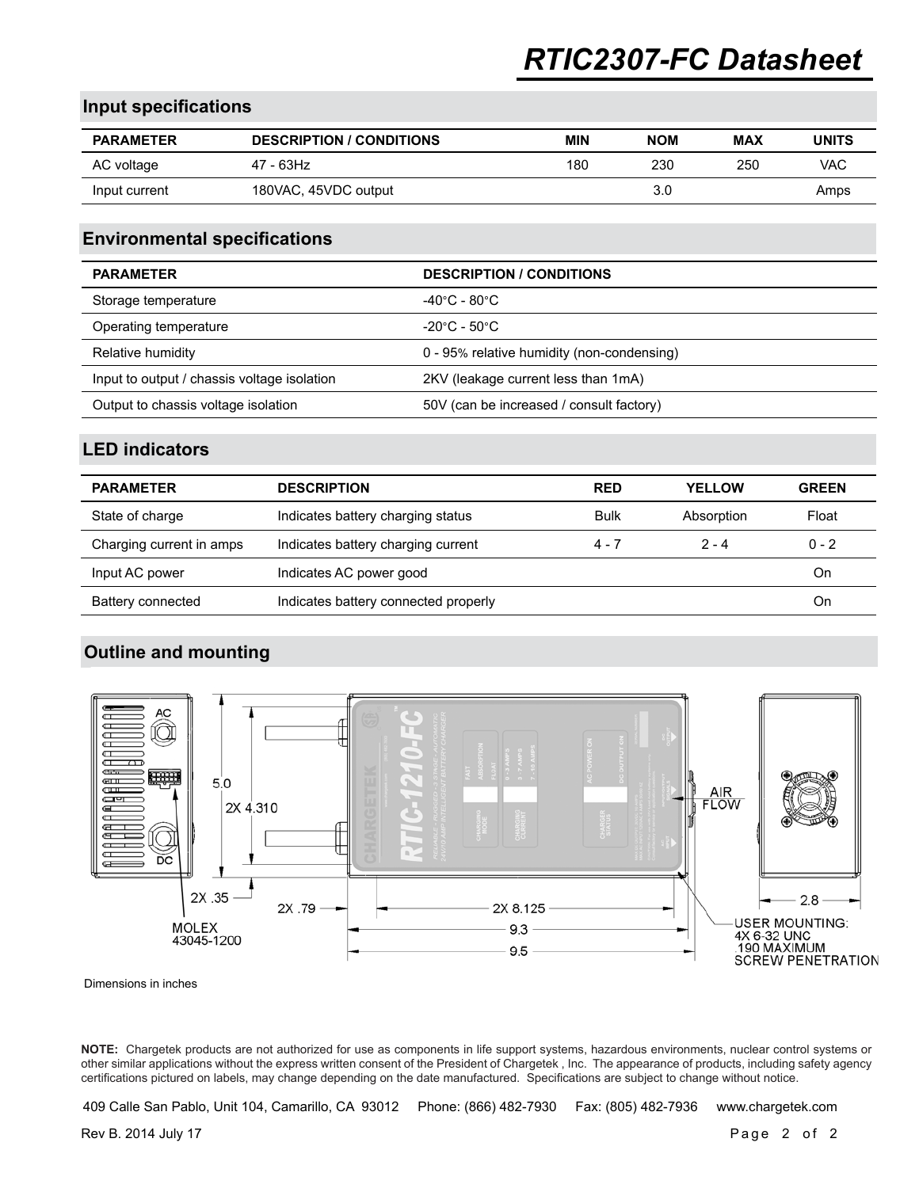## Input specifications

| PARAMETER | DESCRIPTION / CONDITIONS | MIN | NOM | MAX | UNITS |
|---|---|---|---|---|---|
| AC voltage | 47 - 63Hz | 180 | 230 | 250 | VAC |
| Input current | 180VAC, 45VDC output | | 3.0 | | Amps |

## Environmental specifications

| PARAMETER | DESCRIPTION / CONDITIONS |
|---|---|
| Storage temperature | -40°C - 80°C |
| Operating temperature | -20°C - 50°C |
| Relative humidity | 0 - 95% relative humidity (non-condensing) |
| Input to output / chassis voltage isolation | 2KV (leakage current less than 1mA) |
| Output to chassis voltage isolation | 50V (can be increased / consult factory) |

## LED indicators

| PARAMETER | DESCRIPTION | RED | YELLOW | GREEN |
|---|---|---|---|---|
| State of charge | Indicates battery charging status | Bulk | Absorption | Float |
| Charging current in amps | Indicates battery charging current | 4 - 7 | 2 - 4 | 0 - 2 |
| Input AC power | Indicates AC power good | | | On |
| Battery connected | Indicates battery connected properly | | | On |

## Outline and mounting

AC

DC

5.0

2X 4.310

2X .35

MOLEX
43045-1200

2X .79

2X 8.125

9.3

9.5

AIR FLOW

2.8

USER MOUNTING:
4X 6-32 UNC
.190 MAXIMUM
SCREW PENETRATION

Dimensions in inches

**NOTE:** Chargetek products are not authorized for use as components in life support systems, hazardous environments, nuclear control systems or other similar applications without the express written consent of the President of Chargetek , Inc. The appearance of products, including safety agency certifications pictured on labels, may change depending on the date manufactured. Specifications are subject to change without notice.

409 Calle San Pablo, Unit 104, Camarillo, CA 93012 Phone: (866) 482-7930 Fax: (805) 482-7936 www.chargetek.com

Rev B. 2014 July 17